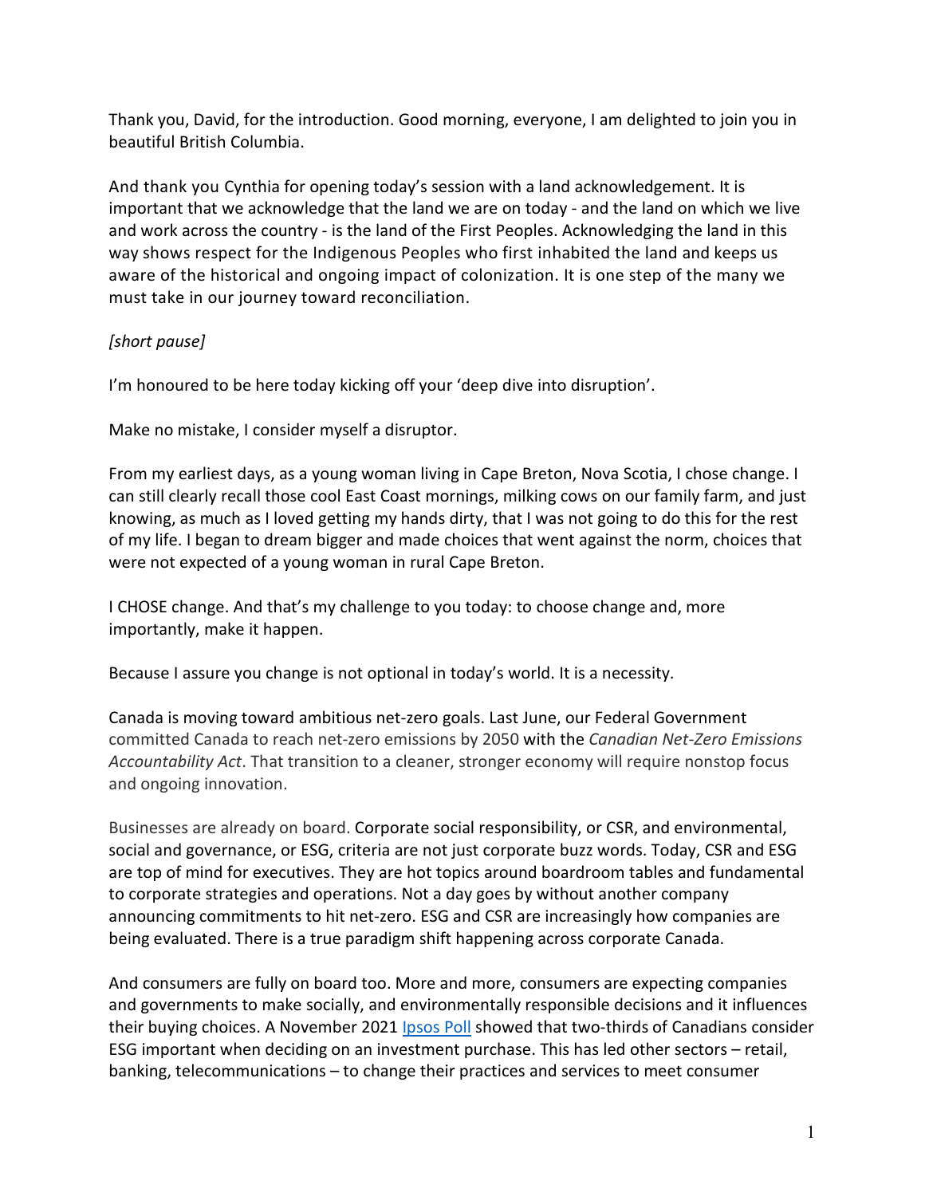Thank you, David, for the introduction. Good morning, everyone, I am delighted to join you in beautiful British Columbia.

And thank you Cynthia for opening today's session with a land acknowledgement. It is important that we acknowledge that the land we are on today - and the land on which we live and work across the country - is the land of the First Peoples. Acknowledging the land in this way shows respect for the Indigenous Peoples who first inhabited the land and keeps us aware of the historical and ongoing impact of colonization. It is one step of the many we must take in our journey toward reconciliation.

*[short pause]*

I'm honoured to be here today kicking off your 'deep dive into disruption'.

Make no mistake, I consider myself a disruptor.

From my earliest days, as a young woman living in Cape Breton, Nova Scotia, I chose change. I can still clearly recall those cool East Coast mornings, milking cows on our family farm, and just knowing, as much as I loved getting my hands dirty, that I was not going to do this for the rest of my life. I began to dream bigger and made choices that went against the norm, choices that were not expected of a young woman in rural Cape Breton.

I CHOSE change. And that's my challenge to you today: to choose change and, more importantly, make it happen.

Because I assure you change is not optional in today's world. It is a necessity.

Canada is moving toward ambitious net-zero goals. Last June, our Federal Government committed Canada to reach net-zero emissions by 2050 with the *Canadian Net-Zero Emissions Accountability Act*. That transition to a cleaner, stronger economy will require nonstop focus and ongoing innovation.

Businesses are already on board. Corporate social responsibility, or CSR, and environmental, social and governance, or ESG, criteria are not just corporate buzz words. Today, CSR and ESG are top of mind for executives. They are hot topics around boardroom tables and fundamental to corporate strategies and operations. Not a day goes by without another company announcing commitments to hit net-zero. ESG and CSR are increasingly how companies are being evaluated. There is a true paradigm shift happening across corporate Canada.

And consumers are fully on board too. More and more, consumers are expecting companies and governments to make socially, and environmentally responsible decisions and it influences their buying choices. A November 2021 Ipsos Poll showed that two-thirds of Canadians consider ESG important when deciding on an investment purchase. This has led other sectors – retail, banking, telecommunications – to change their practices and services to meet consumer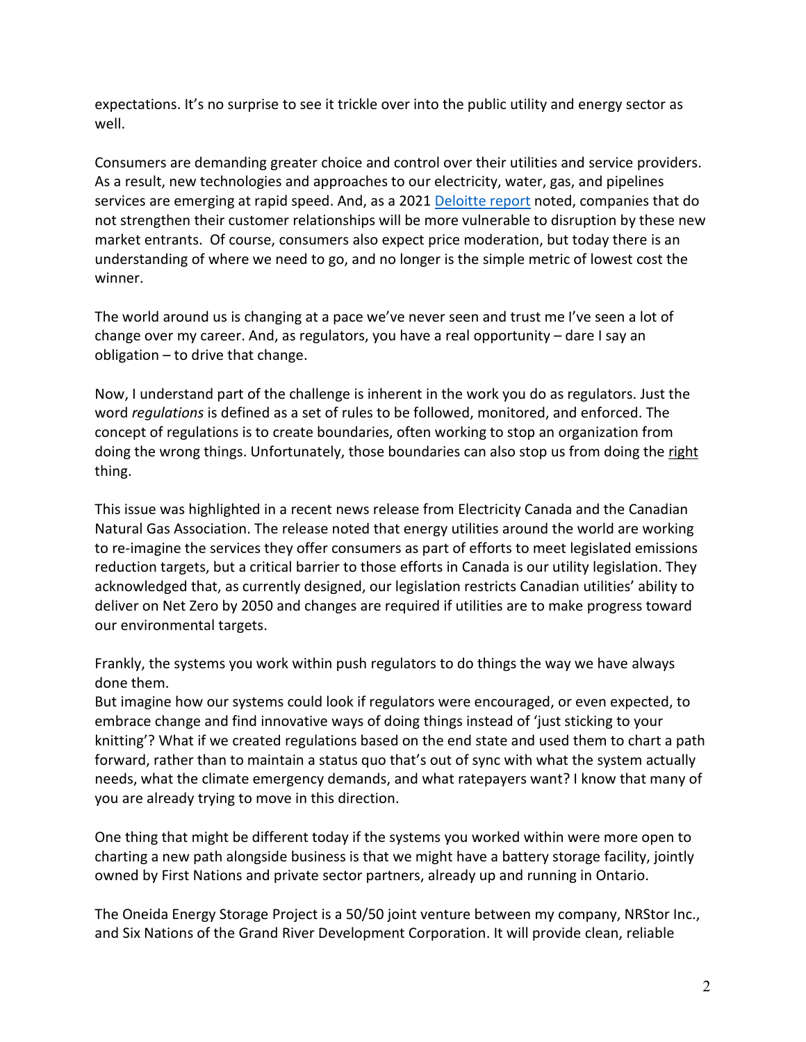expectations. It's no surprise to see it trickle over into the public utility and energy sector as well.

Consumers are demanding greater choice and control over their utilities and service providers. As a result, new technologies and approaches to our electricity, water, gas, and pipelines services are emerging at rapid speed. And, as a 2021 Deloitte report noted, companies that do not strengthen their customer relationships will be more vulnerable to disruption by these new market entrants. Of course, consumers also expect price moderation, but today there is an understanding of where we need to go, and no longer is the simple metric of lowest cost the winner.

The world around us is changing at a pace we've never seen and trust me I've seen a lot of change over my career. And, as regulators, you have a real opportunity – dare I say an obligation – to drive that change.

Now, I understand part of the challenge is inherent in the work you do as regulators. Just the word *regulations* is defined as a set of rules to be followed, monitored, and enforced. The concept of regulations is to create boundaries, often working to stop an organization from doing the wrong things. Unfortunately, those boundaries can also stop us from doing the right thing.

This issue was highlighted in a recent news release from Electricity Canada and the Canadian Natural Gas Association. The release noted that energy utilities around the world are working to re-imagine the services they offer consumers as part of efforts to meet legislated emissions reduction targets, but a critical barrier to those efforts in Canada is our utility legislation. They acknowledged that, as currently designed, our legislation restricts Canadian utilities' ability to deliver on Net Zero by 2050 and changes are required if utilities are to make progress toward our environmental targets.

Frankly, the systems you work within push regulators to do things the way we have always done them.
But imagine how our systems could look if regulators were encouraged, or even expected, to embrace change and find innovative ways of doing things instead of 'just sticking to your knitting'? What if we created regulations based on the end state and used them to chart a path forward, rather than to maintain a status quo that's out of sync with what the system actually needs, what the climate emergency demands, and what ratepayers want? I know that many of you are already trying to move in this direction.

One thing that might be different today if the systems you worked within were more open to charting a new path alongside business is that we might have a battery storage facility, jointly owned by First Nations and private sector partners, already up and running in Ontario.

The Oneida Energy Storage Project is a 50/50 joint venture between my company, NRStor Inc., and Six Nations of the Grand River Development Corporation. It will provide clean, reliable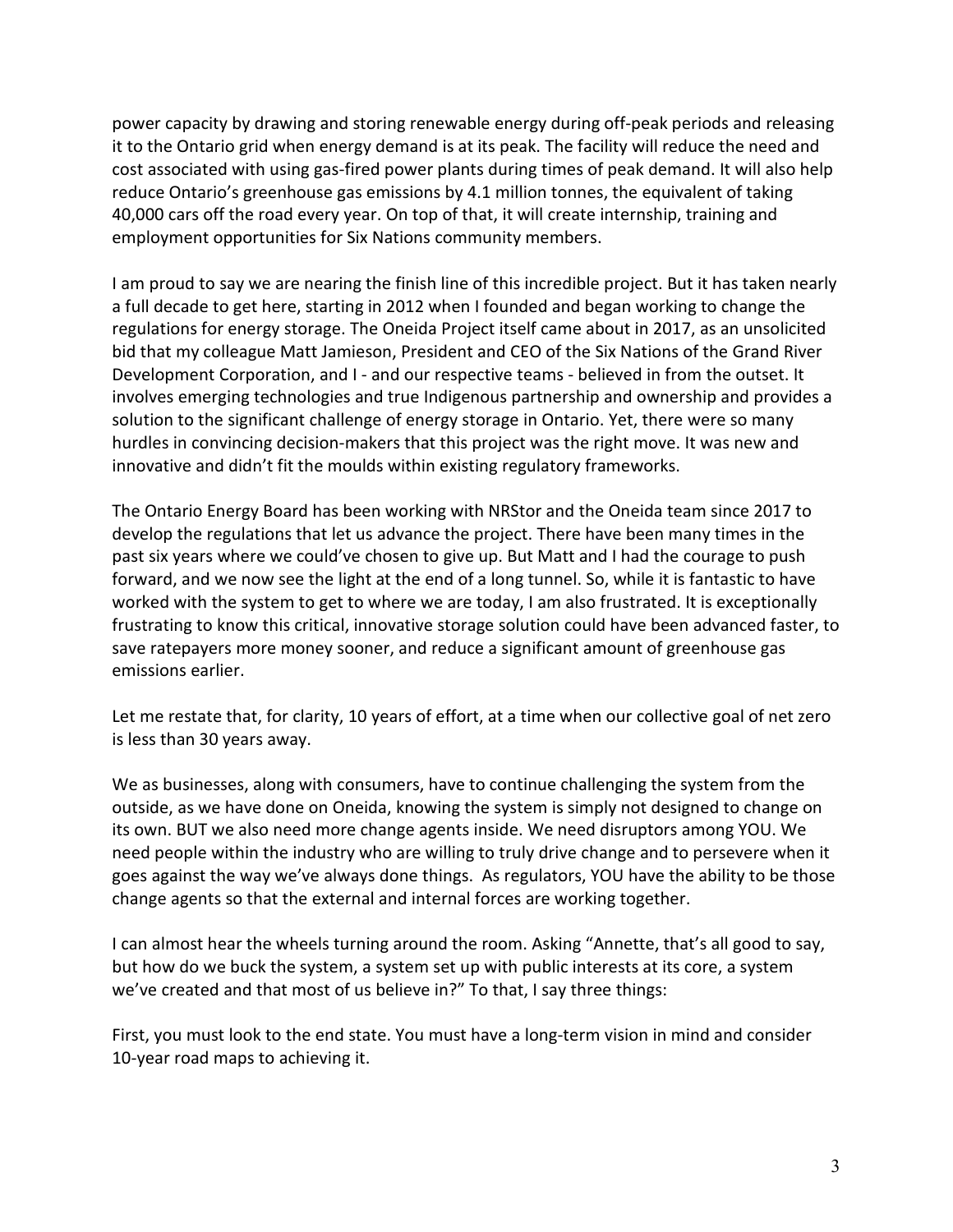power capacity by drawing and storing renewable energy during off-peak periods and releasing it to the Ontario grid when energy demand is at its peak. The facility will reduce the need and cost associated with using gas-fired power plants during times of peak demand. It will also help reduce Ontario's greenhouse gas emissions by 4.1 million tonnes, the equivalent of taking 40,000 cars off the road every year. On top of that, it will create internship, training and employment opportunities for Six Nations community members.

I am proud to say we are nearing the finish line of this incredible project. But it has taken nearly a full decade to get here, starting in 2012 when I founded and began working to change the regulations for energy storage. The Oneida Project itself came about in 2017, as an unsolicited bid that my colleague Matt Jamieson, President and CEO of the Six Nations of the Grand River Development Corporation, and I - and our respective teams - believed in from the outset. It involves emerging technologies and true Indigenous partnership and ownership and provides a solution to the significant challenge of energy storage in Ontario. Yet, there were so many hurdles in convincing decision-makers that this project was the right move. It was new and innovative and didn't fit the moulds within existing regulatory frameworks.

The Ontario Energy Board has been working with NRStor and the Oneida team since 2017 to develop the regulations that let us advance the project. There have been many times in the past six years where we could've chosen to give up. But Matt and I had the courage to push forward, and we now see the light at the end of a long tunnel. So, while it is fantastic to have worked with the system to get to where we are today, I am also frustrated. It is exceptionally frustrating to know this critical, innovative storage solution could have been advanced faster, to save ratepayers more money sooner, and reduce a significant amount of greenhouse gas emissions earlier.

Let me restate that, for clarity, 10 years of effort, at a time when our collective goal of net zero is less than 30 years away.

We as businesses, along with consumers, have to continue challenging the system from the outside, as we have done on Oneida, knowing the system is simply not designed to change on its own. BUT we also need more change agents inside. We need disruptors among YOU. We need people within the industry who are willing to truly drive change and to persevere when it goes against the way we've always done things. As regulators, YOU have the ability to be those change agents so that the external and internal forces are working together.

I can almost hear the wheels turning around the room. Asking "Annette, that's all good to say, but how do we buck the system, a system set up with public interests at its core, a system we've created and that most of us believe in?" To that, I say three things:

First, you must look to the end state. You must have a long-term vision in mind and consider 10-year road maps to achieving it.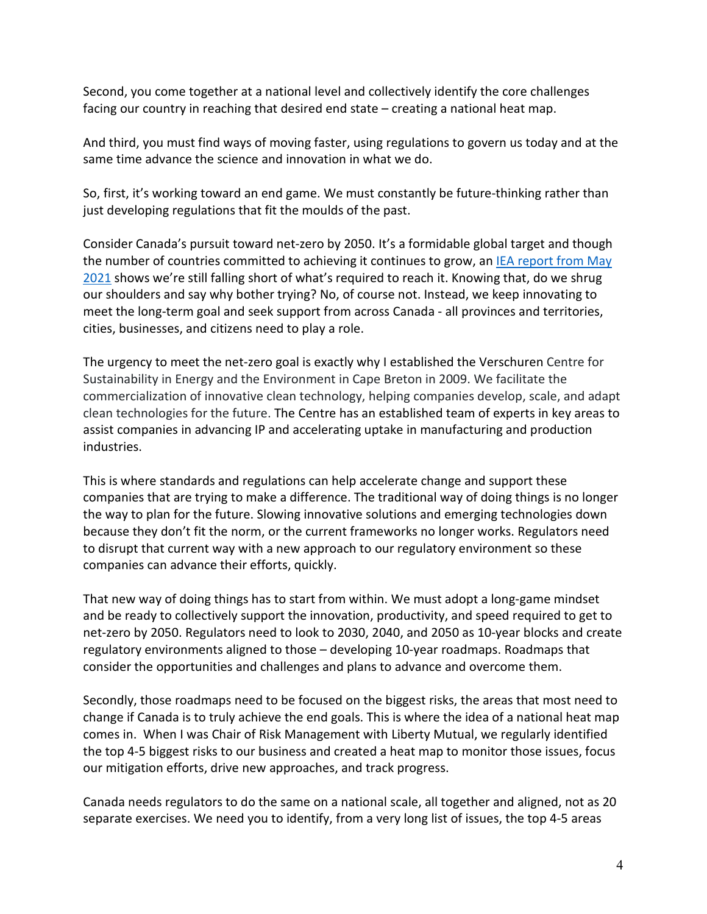Second, you come together at a national level and collectively identify the core challenges facing our country in reaching that desired end state – creating a national heat map.

And third, you must find ways of moving faster, using regulations to govern us today and at the same time advance the science and innovation in what we do.

So, first, it's working toward an end game. We must constantly be future-thinking rather than just developing regulations that fit the moulds of the past.

Consider Canada's pursuit toward net-zero by 2050. It's a formidable global target and though the number of countries committed to achieving it continues to grow, an [IEA report from May 2021]() shows we're still falling short of what's required to reach it. Knowing that, do we shrug our shoulders and say why bother trying? No, of course not. Instead, we keep innovating to meet the long-term goal and seek support from across Canada - all provinces and territories, cities, businesses, and citizens need to play a role.

The urgency to meet the net-zero goal is exactly why I established the Verschuren Centre for Sustainability in Energy and the Environment in Cape Breton in 2009. We facilitate the commercialization of innovative clean technology, helping companies develop, scale, and adapt clean technologies for the future. The Centre has an established team of experts in key areas to assist companies in advancing IP and accelerating uptake in manufacturing and production industries.

This is where standards and regulations can help accelerate change and support these companies that are trying to make a difference. The traditional way of doing things is no longer the way to plan for the future. Slowing innovative solutions and emerging technologies down because they don't fit the norm, or the current frameworks no longer works. Regulators need to disrupt that current way with a new approach to our regulatory environment so these companies can advance their efforts, quickly.

That new way of doing things has to start from within. We must adopt a long-game mindset and be ready to collectively support the innovation, productivity, and speed required to get to net-zero by 2050. Regulators need to look to 2030, 2040, and 2050 as 10-year blocks and create regulatory environments aligned to those – developing 10-year roadmaps. Roadmaps that consider the opportunities and challenges and plans to advance and overcome them.

Secondly, those roadmaps need to be focused on the biggest risks, the areas that most need to change if Canada is to truly achieve the end goals. This is where the idea of a national heat map comes in. When I was Chair of Risk Management with Liberty Mutual, we regularly identified the top 4-5 biggest risks to our business and created a heat map to monitor those issues, focus our mitigation efforts, drive new approaches, and track progress.

Canada needs regulators to do the same on a national scale, all together and aligned, not as 20 separate exercises. We need you to identify, from a very long list of issues, the top 4-5 areas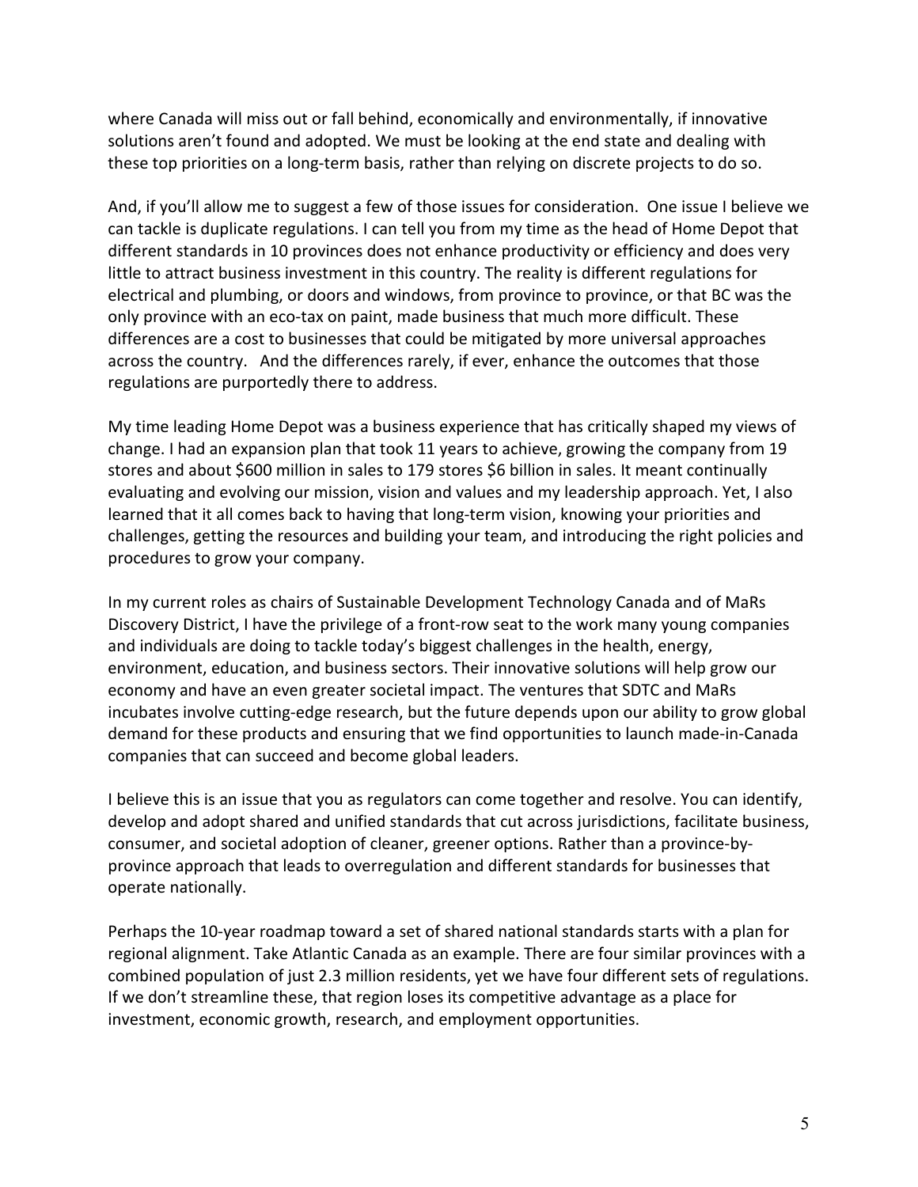where Canada will miss out or fall behind, economically and environmentally, if innovative solutions aren't found and adopted. We must be looking at the end state and dealing with these top priorities on a long-term basis, rather than relying on discrete projects to do so.

And, if you'll allow me to suggest a few of those issues for consideration. One issue I believe we can tackle is duplicate regulations. I can tell you from my time as the head of Home Depot that different standards in 10 provinces does not enhance productivity or efficiency and does very little to attract business investment in this country. The reality is different regulations for electrical and plumbing, or doors and windows, from province to province, or that BC was the only province with an eco-tax on paint, made business that much more difficult. These differences are a cost to businesses that could be mitigated by more universal approaches across the country. And the differences rarely, if ever, enhance the outcomes that those regulations are purportedly there to address.

My time leading Home Depot was a business experience that has critically shaped my views of change. I had an expansion plan that took 11 years to achieve, growing the company from 19 stores and about $600 million in sales to 179 stores $6 billion in sales. It meant continually evaluating and evolving our mission, vision and values and my leadership approach. Yet, I also learned that it all comes back to having that long-term vision, knowing your priorities and challenges, getting the resources and building your team, and introducing the right policies and procedures to grow your company.

In my current roles as chairs of Sustainable Development Technology Canada and of MaRs Discovery District, I have the privilege of a front-row seat to the work many young companies and individuals are doing to tackle today's biggest challenges in the health, energy, environment, education, and business sectors. Their innovative solutions will help grow our economy and have an even greater societal impact. The ventures that SDTC and MaRs incubates involve cutting-edge research, but the future depends upon our ability to grow global demand for these products and ensuring that we find opportunities to launch made-in-Canada companies that can succeed and become global leaders.

I believe this is an issue that you as regulators can come together and resolve. You can identify, develop and adopt shared and unified standards that cut across jurisdictions, facilitate business, consumer, and societal adoption of cleaner, greener options. Rather than a province-by-province approach that leads to overregulation and different standards for businesses that operate nationally.

Perhaps the 10-year roadmap toward a set of shared national standards starts with a plan for regional alignment. Take Atlantic Canada as an example. There are four similar provinces with a combined population of just 2.3 million residents, yet we have four different sets of regulations. If we don't streamline these, that region loses its competitive advantage as a place for investment, economic growth, research, and employment opportunities.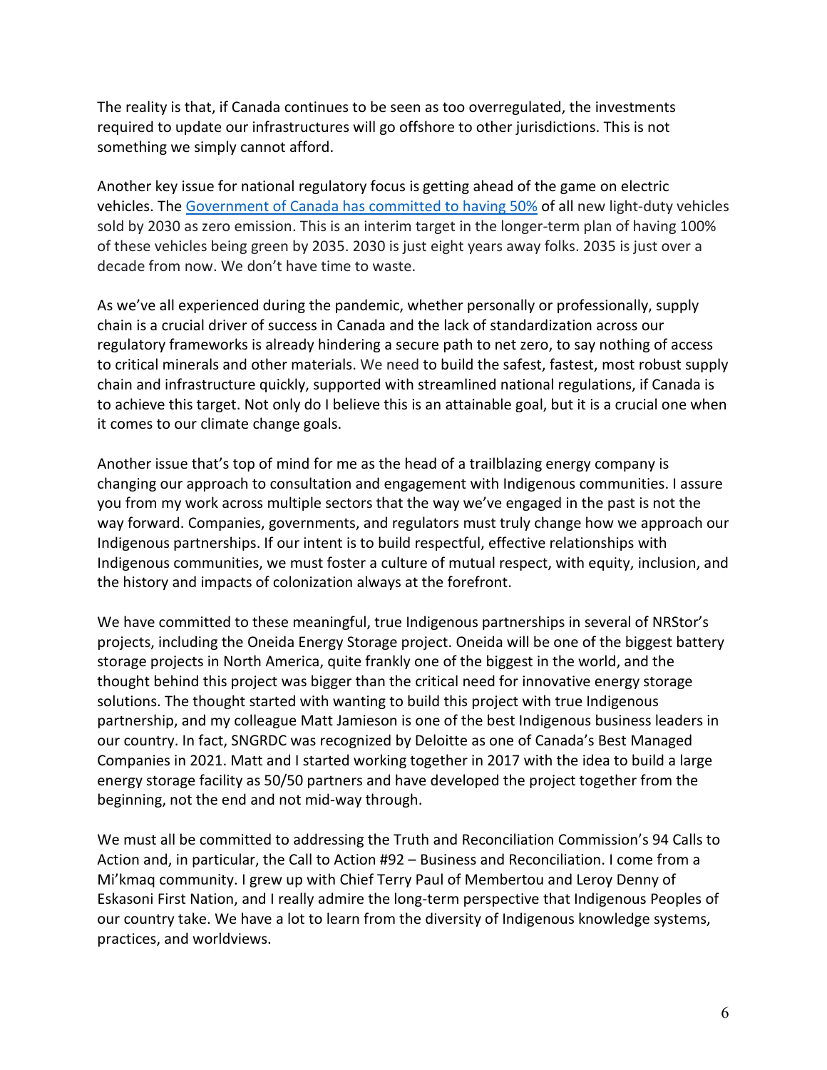The reality is that, if Canada continues to be seen as too overregulated, the investments required to update our infrastructures will go offshore to other jurisdictions. This is not something we simply cannot afford.

Another key issue for national regulatory focus is getting ahead of the game on electric vehicles. The [Government of Canada has committed to having 50%](#) of all new light-duty vehicles sold by 2030 as zero emission. This is an interim target in the longer-term plan of having 100% of these vehicles being green by 2035. 2030 is just eight years away folks. 2035 is just over a decade from now. We don't have time to waste.

As we've all experienced during the pandemic, whether personally or professionally, supply chain is a crucial driver of success in Canada and the lack of standardization across our regulatory frameworks is already hindering a secure path to net zero, to say nothing of access to critical minerals and other materials. We need to build the safest, fastest, most robust supply chain and infrastructure quickly, supported with streamlined national regulations, if Canada is to achieve this target. Not only do I believe this is an attainable goal, but it is a crucial one when it comes to our climate change goals.

Another issue that's top of mind for me as the head of a trailblazing energy company is changing our approach to consultation and engagement with Indigenous communities. I assure you from my work across multiple sectors that the way we've engaged in the past is not the way forward. Companies, governments, and regulators must truly change how we approach our Indigenous partnerships. If our intent is to build respectful, effective relationships with Indigenous communities, we must foster a culture of mutual respect, with equity, inclusion, and the history and impacts of colonization always at the forefront.

We have committed to these meaningful, true Indigenous partnerships in several of NRStor's projects, including the Oneida Energy Storage project. Oneida will be one of the biggest battery storage projects in North America, quite frankly one of the biggest in the world, and the thought behind this project was bigger than the critical need for innovative energy storage solutions. The thought started with wanting to build this project with true Indigenous partnership, and my colleague Matt Jamieson is one of the best Indigenous business leaders in our country. In fact, SNGRDC was recognized by Deloitte as one of Canada's Best Managed Companies in 2021. Matt and I started working together in 2017 with the idea to build a large energy storage facility as 50/50 partners and have developed the project together from the beginning, not the end and not mid-way through.

We must all be committed to addressing the Truth and Reconciliation Commission's 94 Calls to Action and, in particular, the Call to Action #92 – Business and Reconciliation. I come from a Mi'kmaq community. I grew up with Chief Terry Paul of Membertou and Leroy Denny of Eskasoni First Nation, and I really admire the long-term perspective that Indigenous Peoples of our country take. We have a lot to learn from the diversity of Indigenous knowledge systems, practices, and worldviews.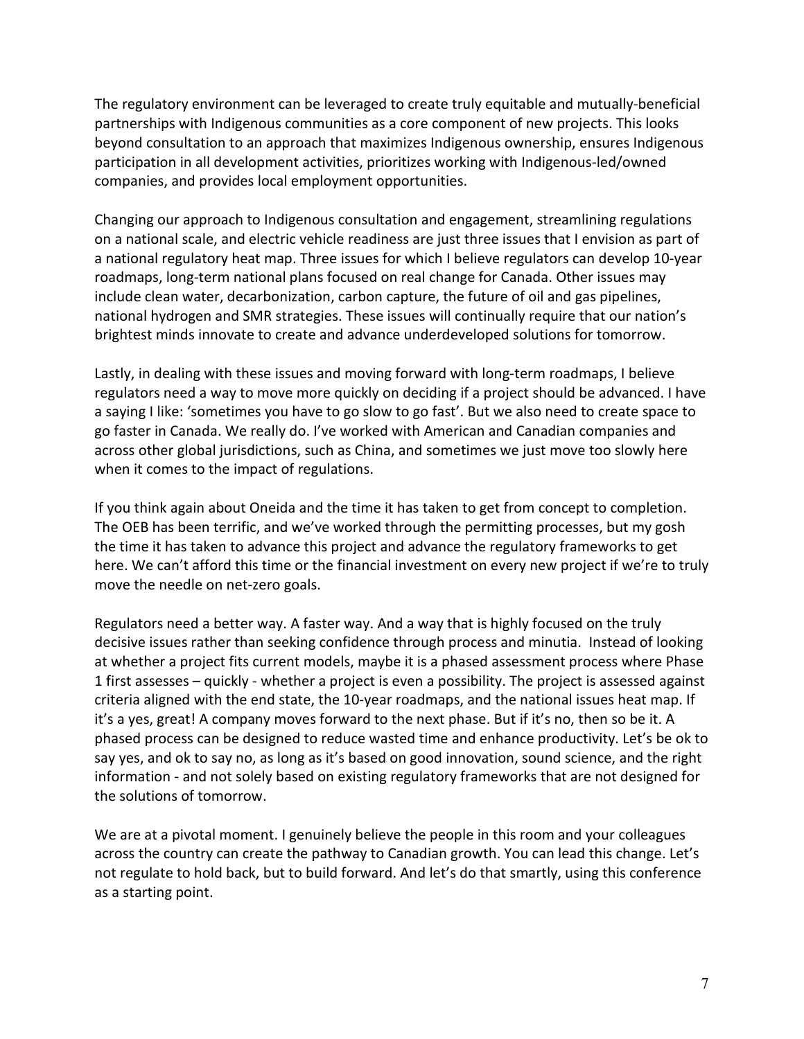The regulatory environment can be leveraged to create truly equitable and mutually-beneficial partnerships with Indigenous communities as a core component of new projects. This looks beyond consultation to an approach that maximizes Indigenous ownership, ensures Indigenous participation in all development activities, prioritizes working with Indigenous-led/owned companies, and provides local employment opportunities.

Changing our approach to Indigenous consultation and engagement, streamlining regulations on a national scale, and electric vehicle readiness are just three issues that I envision as part of a national regulatory heat map. Three issues for which I believe regulators can develop 10-year roadmaps, long-term national plans focused on real change for Canada. Other issues may include clean water, decarbonization, carbon capture, the future of oil and gas pipelines, national hydrogen and SMR strategies. These issues will continually require that our nation's brightest minds innovate to create and advance underdeveloped solutions for tomorrow.

Lastly, in dealing with these issues and moving forward with long-term roadmaps, I believe regulators need a way to move more quickly on deciding if a project should be advanced. I have a saying I like: 'sometimes you have to go slow to go fast'. But we also need to create space to go faster in Canada. We really do. I've worked with American and Canadian companies and across other global jurisdictions, such as China, and sometimes we just move too slowly here when it comes to the impact of regulations.

If you think again about Oneida and the time it has taken to get from concept to completion. The OEB has been terrific, and we've worked through the permitting processes, but my gosh the time it has taken to advance this project and advance the regulatory frameworks to get here. We can't afford this time or the financial investment on every new project if we're to truly move the needle on net-zero goals.

Regulators need a better way. A faster way. And a way that is highly focused on the truly decisive issues rather than seeking confidence through process and minutia. Instead of looking at whether a project fits current models, maybe it is a phased assessment process where Phase 1 first assesses – quickly - whether a project is even a possibility. The project is assessed against criteria aligned with the end state, the 10-year roadmaps, and the national issues heat map. If it's a yes, great! A company moves forward to the next phase. But if it's no, then so be it. A phased process can be designed to reduce wasted time and enhance productivity. Let's be ok to say yes, and ok to say no, as long as it's based on good innovation, sound science, and the right information - and not solely based on existing regulatory frameworks that are not designed for the solutions of tomorrow.

We are at a pivotal moment. I genuinely believe the people in this room and your colleagues across the country can create the pathway to Canadian growth. You can lead this change. Let's not regulate to hold back, but to build forward. And let's do that smartly, using this conference as a starting point.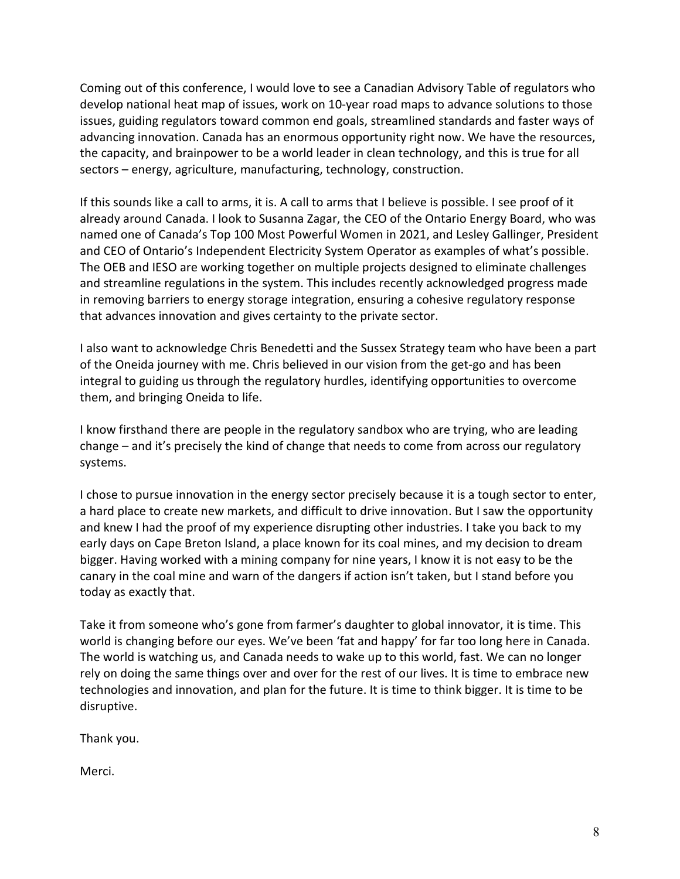Coming out of this conference, I would love to see a Canadian Advisory Table of regulators who develop national heat map of issues, work on 10-year road maps to advance solutions to those issues, guiding regulators toward common end goals, streamlined standards and faster ways of advancing innovation. Canada has an enormous opportunity right now. We have the resources, the capacity, and brainpower to be a world leader in clean technology, and this is true for all sectors – energy, agriculture, manufacturing, technology, construction.

If this sounds like a call to arms, it is. A call to arms that I believe is possible. I see proof of it already around Canada. I look to Susanna Zagar, the CEO of the Ontario Energy Board, who was named one of Canada's Top 100 Most Powerful Women in 2021, and Lesley Gallinger, President and CEO of Ontario's Independent Electricity System Operator as examples of what's possible. The OEB and IESO are working together on multiple projects designed to eliminate challenges and streamline regulations in the system. This includes recently acknowledged progress made in removing barriers to energy storage integration, ensuring a cohesive regulatory response that advances innovation and gives certainty to the private sector.

I also want to acknowledge Chris Benedetti and the Sussex Strategy team who have been a part of the Oneida journey with me. Chris believed in our vision from the get-go and has been integral to guiding us through the regulatory hurdles, identifying opportunities to overcome them, and bringing Oneida to life.

I know firsthand there are people in the regulatory sandbox who are trying, who are leading change – and it's precisely the kind of change that needs to come from across our regulatory systems.

I chose to pursue innovation in the energy sector precisely because it is a tough sector to enter, a hard place to create new markets, and difficult to drive innovation. But I saw the opportunity and knew I had the proof of my experience disrupting other industries. I take you back to my early days on Cape Breton Island, a place known for its coal mines, and my decision to dream bigger. Having worked with a mining company for nine years, I know it is not easy to be the canary in the coal mine and warn of the dangers if action isn't taken, but I stand before you today as exactly that.

Take it from someone who's gone from farmer's daughter to global innovator, it is time. This world is changing before our eyes. We've been 'fat and happy' for far too long here in Canada. The world is watching us, and Canada needs to wake up to this world, fast. We can no longer rely on doing the same things over and over for the rest of our lives. It is time to embrace new technologies and innovation, and plan for the future. It is time to think bigger. It is time to be disruptive.

Thank you.

Merci.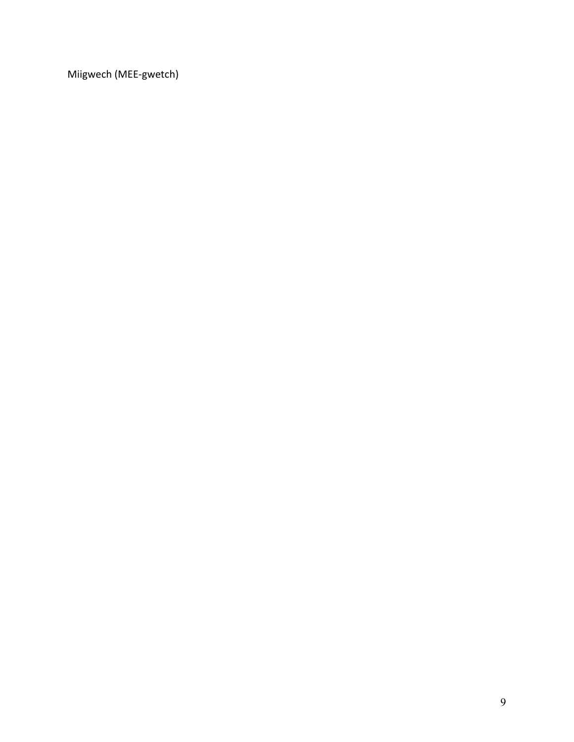Miigwech (MEE-gwetch)